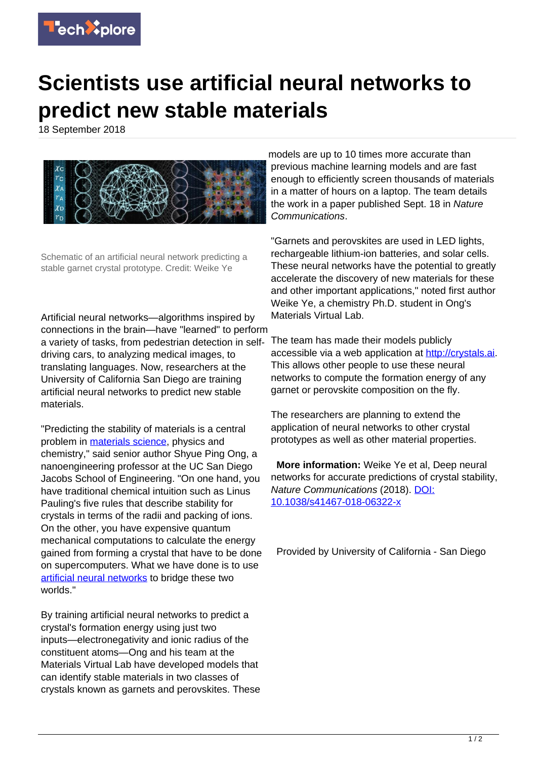# Scientists use artificial neural networks to predict new stable materials

18 September 2018

Schematic of an artificial neural network predicting a stable garnet crystal prototype. Credit: Weike Ye

Artificial neural networks—algorithms inspired by connections in the brain—have "learned" to perform a variety of tasks, from pedestrian detection in self-driving cars, to analyzing medical images, to translating languages. Now, researchers at the University of California San Diego are training artificial neural networks to predict new stable materials.

"Predicting the stability of materials is a central problem in materials science, physics and chemistry," said senior author Shyue Ping Ong, a nanoengineering professor at the UC San Diego Jacobs School of Engineering. "On one hand, you have traditional chemical intuition such as Linus Pauling's five rules that describe stability for crystals in terms of the radii and packing of ions. On the other, you have expensive quantum mechanical computations to calculate the energy gained from forming a crystal that have to be done on supercomputers. What we have done is to use artificial neural networks to bridge these two worlds."

By training artificial neural networks to predict a crystal's formation energy using just two inputs—electronegativity and ionic radius of the constituent atoms—Ong and his team at the Materials Virtual Lab have developed models that can identify stable materials in two classes of crystals known as garnets and perovskites. These models are up to 10 times more accurate than previous machine learning models and are fast enough to efficiently screen thousands of materials in a matter of hours on a laptop. The team details the work in a paper published Sept. 18 in *Nature Communications*.

"Garnets and perovskites are used in LED lights, rechargeable lithium-ion batteries, and solar cells. These neural networks have the potential to greatly accelerate the discovery of new materials for these and other important applications," noted first author Weike Ye, a chemistry Ph.D. student in Ong's Materials Virtual Lab.

The team has made their models publicly accessible via a web application at http://crystals.ai. This allows other people to use these neural networks to compute the formation energy of any garnet or perovskite composition on the fly.

The researchers are planning to extend the application of neural networks to other crystal prototypes as well as other material properties.

**More information:** Weike Ye et al, Deep neural networks for accurate predictions of crystal stability, *Nature Communications* (2018). DOI: 10.1038/s41467-018-06322-x

Provided by University of California - San Diego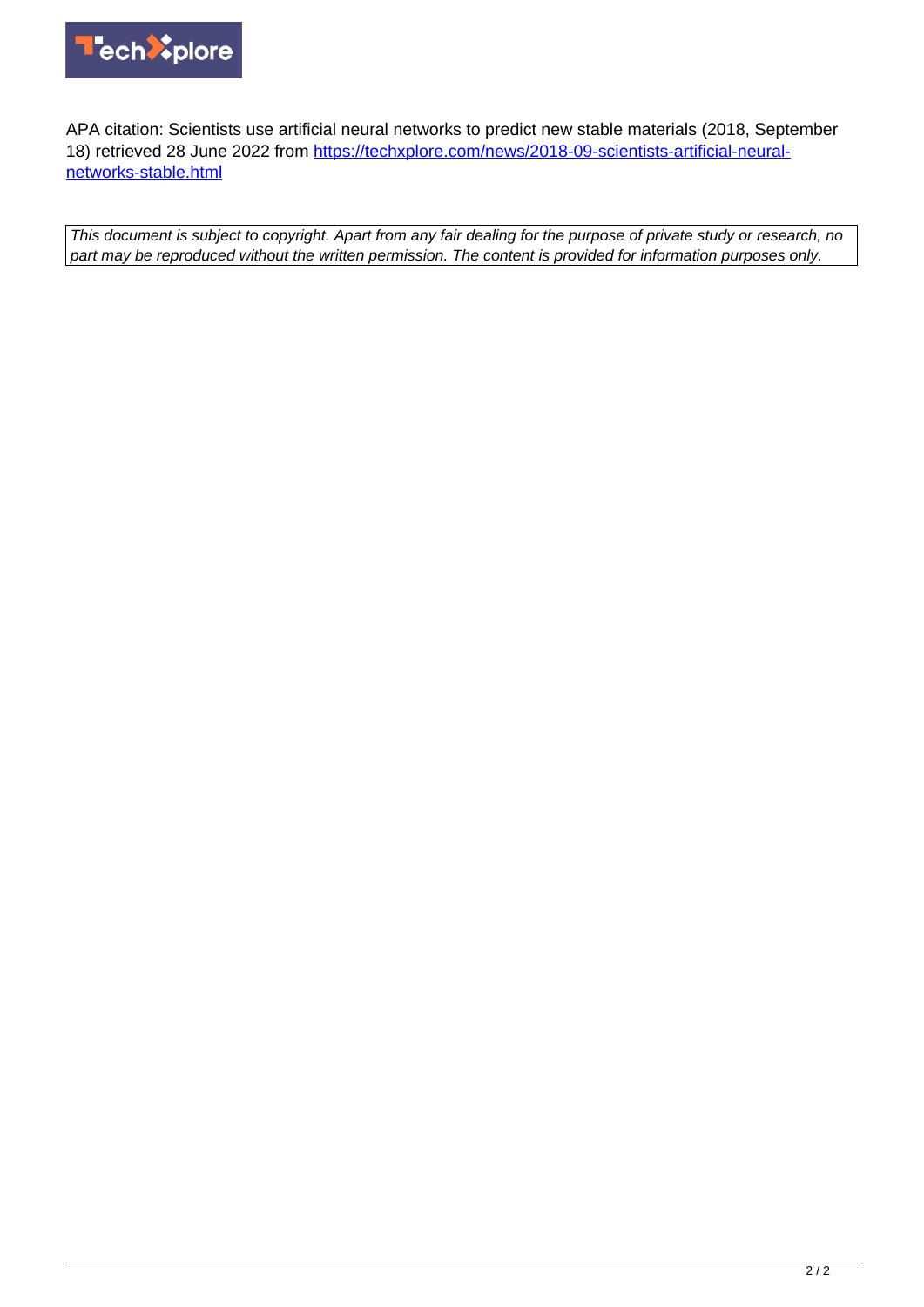APA citation: Scientists use artificial neural networks to predict new stable materials (2018, September 18) retrieved 28 June 2022 from [https://techxplore.com/news/2018-09-scientists-artificial-neural-networks-stable.html](https://techxplore.com/news/2018-09-scientists-artificial-neural-networks-stable.html)

*This document is subject to copyright. Apart from any fair dealing for the purpose of private study or research, no part may be reproduced without the written permission. The content is provided for information purposes only.*